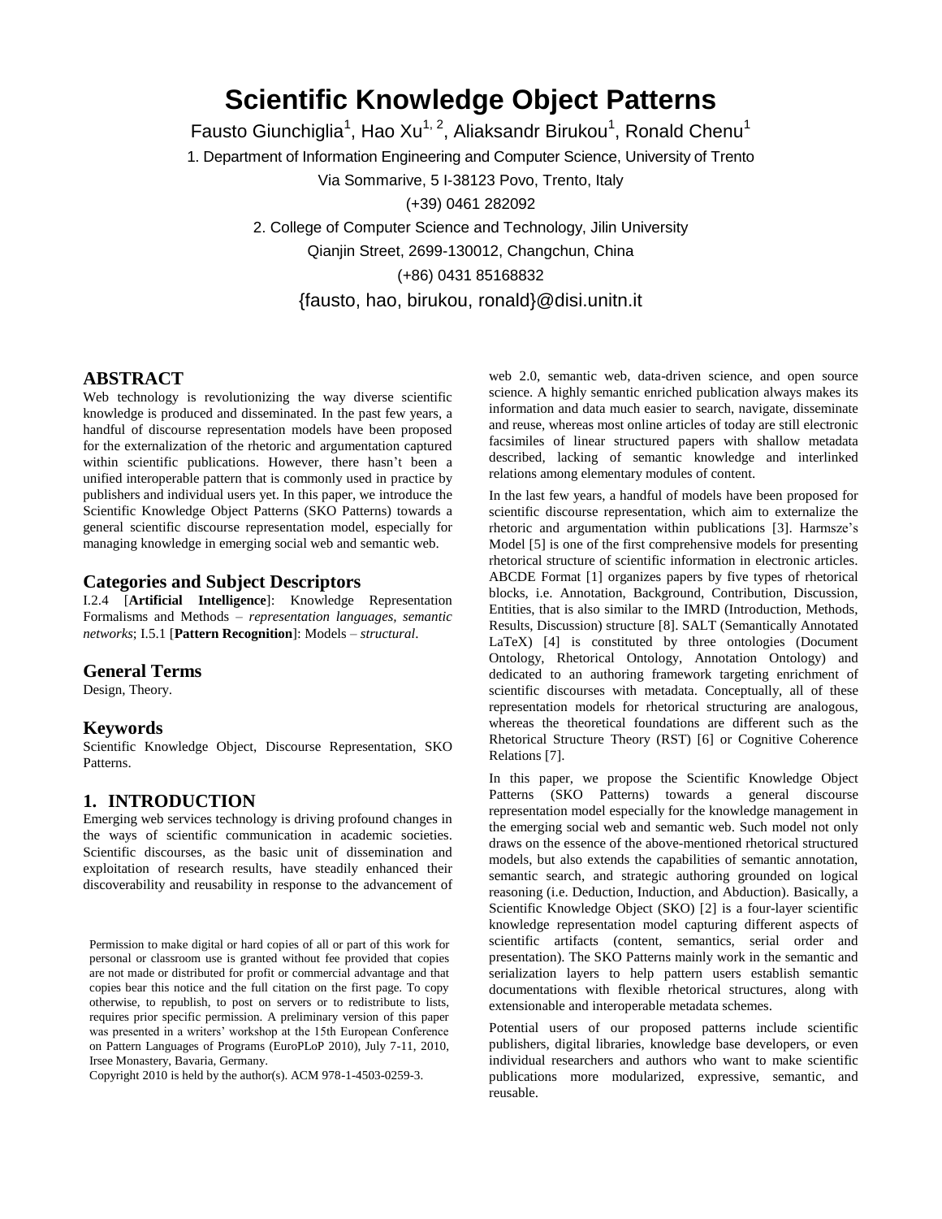# Scientific Knowledge Object Patterns

Fausto Giunchiglia[1], Hao Xu[1, 2], Aliaksandr Birukou[1], Ronald Chenu[1]

1. Department of Information Engineering and Computer Science, University of Trento

Via Sommarive, 5 I-38123 Povo, Trento, Italy

(+39) 0461 282092

2. College of Computer Science and Technology, Jilin University

Qianjin Street, 2699-130012, Changchun, China

(+86) 0431 85168832

{fausto, hao, birukou, ronald}@disi.unitn.it

## ABSTRACT

Web technology is revolutionizing the way diverse scientific knowledge is produced and disseminated. In the past few years, a handful of discourse representation models have been proposed for the externalization of the rhetoric and argumentation captured within scientific publications. However, there hasn't been a unified interoperable pattern that is commonly used in practice by publishers and individual users yet. In this paper, we introduce the Scientific Knowledge Object Patterns (SKO Patterns) towards a general scientific discourse representation model, especially for managing knowledge in emerging social web and semantic web.

## Categories and Subject Descriptors

I.2.4 [**Artificial Intelligence**]: Knowledge Representation Formalisms and Methods – *representation languages, semantic networks*; I.5.1 [**Pattern Recognition**]: Models – *structural*.

## General Terms

Design, Theory.

## Keywords

Scientific Knowledge Object, Discourse Representation, SKO Patterns.

## 1. INTRODUCTION

Emerging web services technology is driving profound changes in the ways of scientific communication in academic societies. Scientific discourses, as the basic unit of dissemination and exploitation of research results, have steadily enhanced their discoverability and reusability in response to the advancement of web 2.0, semantic web, data-driven science, and open source science. A highly semantic enriched publication always makes its information and data much easier to search, navigate, disseminate and reuse, whereas most online articles of today are still electronic facsimiles of linear structured papers with shallow metadata described, lacking of semantic knowledge and interlinked relations among elementary modules of content.

In the last few years, a handful of models have been proposed for scientific discourse representation, which aim to externalize the rhetoric and argumentation within publications [3]. Harmsze's Model [5] is one of the first comprehensive models for presenting rhetorical structure of scientific information in electronic articles. ABCDE Format [1] organizes papers by five types of rhetorical blocks, i.e. Annotation, Background, Contribution, Discussion, Entities, that is also similar to the IMRD (Introduction, Methods, Results, Discussion) structure [8]. SALT (Semantically Annotated LaTeX) [4] is constituted by three ontologies (Document Ontology, Rhetorical Ontology, Annotation Ontology) and dedicated to an authoring framework targeting enrichment of scientific discourses with metadata. Conceptually, all of these representation models for rhetorical structuring are analogous, whereas the theoretical foundations are different such as the Rhetorical Structure Theory (RST) [6] or Cognitive Coherence Relations [7].

In this paper, we propose the Scientific Knowledge Object Patterns (SKO Patterns) towards a general discourse representation model especially for the knowledge management in the emerging social web and semantic web. Such model not only draws on the essence of the above-mentioned rhetorical structured models, but also extends the capabilities of semantic annotation, semantic search, and strategic authoring grounded on logical reasoning (i.e. Deduction, Induction, and Abduction). Basically, a Scientific Knowledge Object (SKO) [2] is a four-layer scientific knowledge representation model capturing different aspects of scientific artifacts (content, semantics, serial order and presentation). The SKO Patterns mainly work in the semantic and serialization layers to help pattern users establish semantic documentations with flexible rhetorical structures, along with extensionable and interoperable metadata schemes.

Potential users of our proposed patterns include scientific publishers, digital libraries, knowledge base developers, or even individual researchers and authors who want to make scientific publications more modularized, expressive, semantic, and reusable.

Permission to make digital or hard copies of all or part of this work for personal or classroom use is granted without fee provided that copies are not made or distributed for profit or commercial advantage and that copies bear this notice and the full citation on the first page. To copy otherwise, to republish, to post on servers or to redistribute to lists, requires prior specific permission. A preliminary version of this paper was presented in a writers' workshop at the 15th European Conference on Pattern Languages of Programs (EuroPLoP 2010), July 7-11, 2010, Irsee Monastery, Bavaria, Germany.

Copyright 2010 is held by the author(s). ACM 978-1-4503-0259-3.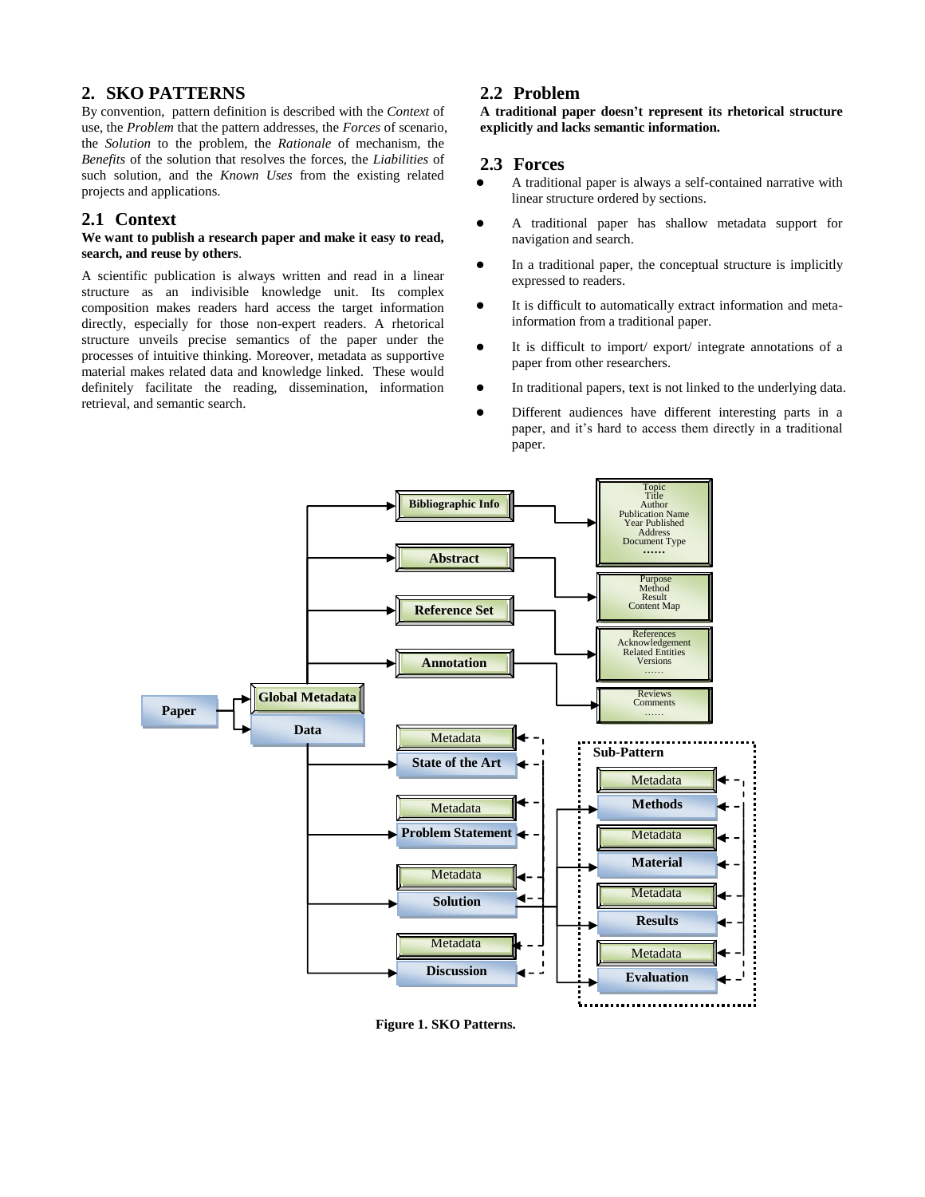## 2. SKO PATTERNS

By convention, pattern definition is described with the *Context* of use, the *Problem* that the pattern addresses, the *Forces* of scenario, the *Solution* to the problem, the *Rationale* of mechanism, the *Benefits* of the solution that resolves the forces, the *Liabilities* of such solution, and the *Known Uses* from the existing related projects and applications.

### 2.1 Context

**We want to publish a research paper and make it easy to read, search, and reuse by others**.

A scientific publication is always written and read in a linear structure as an indivisible knowledge unit. Its complex composition makes readers hard access the target information directly, especially for those non-expert readers. A rhetorical structure unveils precise semantics of the paper under the processes of intuitive thinking. Moreover, metadata as supportive material makes related data and knowledge linked. These would definitely facilitate the reading, dissemination, information retrieval, and semantic search.

### 2.2 Problem

**A traditional paper doesn't represent its rhetorical structure explicitly and lacks semantic information.**

### 2.3 Forces

- A traditional paper is always a self-contained narrative with linear structure ordered by sections.
- A traditional paper has shallow metadata support for navigation and search.
- In a traditional paper, the conceptual structure is implicitly expressed to readers.
- It is difficult to automatically extract information and meta-information from a traditional paper.
- It is difficult to import/ export/ integrate annotations of a paper from other researchers.
- In traditional papers, text is not linked to the underlying data.
- Different audiences have different interesting parts in a paper, and it's hard to access them directly in a traditional paper.

**Figure 1. SKO Patterns.**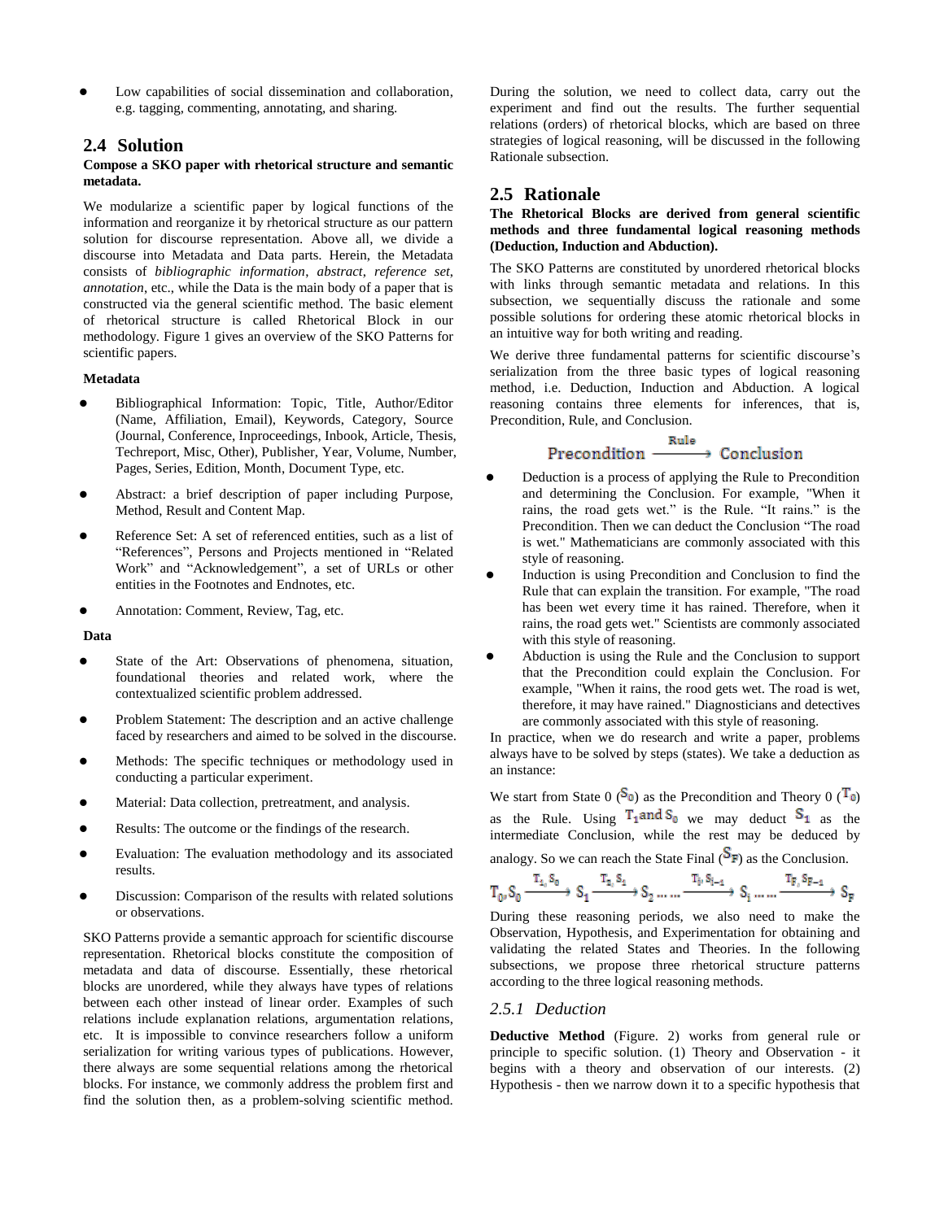- Low capabilities of social dissemination and collaboration, e.g. tagging, commenting, annotating, and sharing.

## 2.4 Solution

**Compose a SKO paper with rhetorical structure and semantic metadata.**

We modularize a scientific paper by logical functions of the information and reorganize it by rhetorical structure as our pattern solution for discourse representation. Above all, we divide a discourse into Metadata and Data parts. Herein, the Metadata consists of *bibliographic information*, *abstract*, *reference set*, *annotation*, etc., while the Data is the main body of a paper that is constructed via the general scientific method. The basic element of rhetorical structure is called Rhetorical Block in our methodology. Figure 1 gives an overview of the SKO Patterns for scientific papers.

**Metadata**

- Bibliographical Information: Topic, Title, Author/Editor (Name, Affiliation, Email), Keywords, Category, Source (Journal, Conference, Inproceedings, Inbook, Article, Thesis, Techreport, Misc, Other), Publisher, Year, Volume, Number, Pages, Series, Edition, Month, Document Type, etc.
- Abstract: a brief description of paper including Purpose, Method, Result and Content Map.
- Reference Set: A set of referenced entities, such as a list of "References", Persons and Projects mentioned in "Related Work" and "Acknowledgement", a set of URLs or other entities in the Footnotes and Endnotes, etc.
- Annotation: Comment, Review, Tag, etc.

**Data**

- State of the Art: Observations of phenomena, situation, foundational theories and related work, where the contextualized scientific problem addressed.
- Problem Statement: The description and an active challenge faced by researchers and aimed to be solved in the discourse.
- Methods: The specific techniques or methodology used in conducting a particular experiment.
- Material: Data collection, pretreatment, and analysis.
- Results: The outcome or the findings of the research.
- Evaluation: The evaluation methodology and its associated results.
- Discussion: Comparison of the results with related solutions or observations.

SKO Patterns provide a semantic approach for scientific discourse representation. Rhetorical blocks constitute the composition of metadata and data of discourse. Essentially, these rhetorical blocks are unordered, while they always have types of relations between each other instead of linear order. Examples of such relations include explanation relations, argumentation relations, etc. It is impossible to convince researchers follow a uniform serialization for writing various types of publications. However, there always are some sequential relations among the rhetorical blocks. For instance, we commonly address the problem first and find the solution then, as a problem-solving scientific method. During the solution, we need to collect data, carry out the experiment and find out the results. The further sequential relations (orders) of rhetorical blocks, which are based on three strategies of logical reasoning, will be discussed in the following Rationale subsection.

## 2.5 Rationale

**The Rhetorical Blocks are derived from general scientific methods and three fundamental logical reasoning methods (Deduction, Induction and Abduction).**

The SKO Patterns are constituted by unordered rhetorical blocks with links through semantic metadata and relations. In this subsection, we sequentially discuss the rationale and some possible solutions for ordering these atomic rhetorical blocks in an intuitive way for both writing and reading.

We derive three fundamental patterns for scientific discourse's serialization from the three basic types of logical reasoning method, i.e. Deduction, Induction and Abduction. A logical reasoning contains three elements for inferences, that is, Precondition, Rule, and Conclusion.

$$\text{Precondition} \xrightarrow{\text{Rule}} \text{Conclusion}$$

- Deduction is a process of applying the Rule to Precondition and determining the Conclusion. For example, "When it rains, the road gets wet." is the Rule. "It rains." is the Precondition. Then we can deduct the Conclusion "The road is wet." Mathematicians are commonly associated with this style of reasoning.
- Induction is using Precondition and Conclusion to find the Rule that can explain the transition. For example, "The road has been wet every time it has rained. Therefore, when it rains, the road gets wet." Scientists are commonly associated with this style of reasoning.
- Abduction is using the Rule and the Conclusion to support that the Precondition could explain the Conclusion. For example, "When it rains, the rood gets wet. The road is wet, therefore, it may have rained." Diagnosticians and detectives are commonly associated with this style of reasoning.

In practice, when we do research and write a paper, problems always have to be solved by steps (states). We take a deduction as an instance:

We start from State 0 ($S_0$) as the Precondition and Theory 0 ($T_0$) as the Rule. Using $T_1$ and $S_0$ we may deduct $S_1$ as the intermediate Conclusion, while the rest may be deduced by analogy. So we can reach the State Final ($S_F$) as the Conclusion.

$$T_0, S_0 \xrightarrow{T_1, S_0} S_1 \xrightarrow{T_2, S_1} S_2 \ldots\ldots \xrightarrow{T_i, S_{i-1}} S_i \ldots\ldots \xrightarrow{T_F, S_{F-1}} S_F$$

During these reasoning periods, we also need to make the Observation, Hypothesis, and Experimentation for obtaining and validating the related States and Theories. In the following subsections, we propose three rhetorical structure patterns according to the three logical reasoning methods.

### 2.5.1 *Deduction*

**Deductive Method** (Figure. 2) works from general rule or principle to specific solution. (1) Theory and Observation - it begins with a theory and observation of our interests. (2) Hypothesis - then we narrow down it to a specific hypothesis that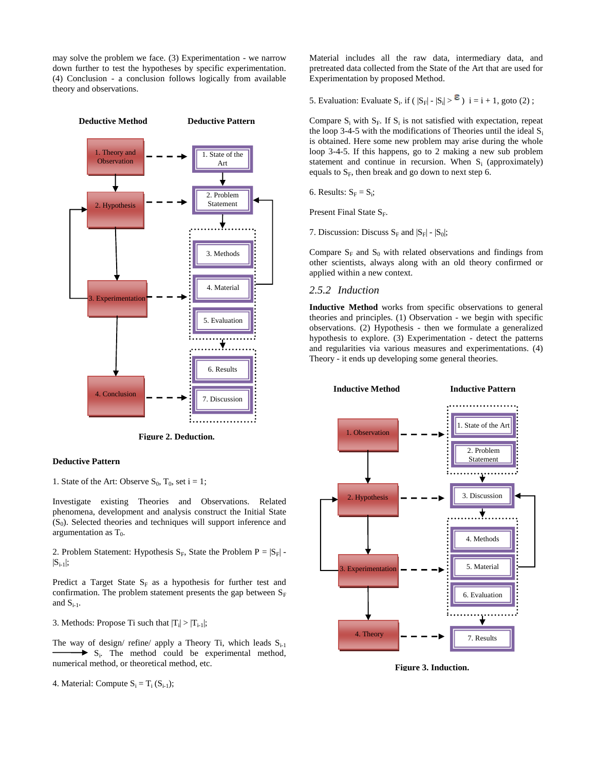may solve the problem we face. (3) Experimentation - we narrow down further to test the hypotheses by specific experimentation. (4) Conclusion - a conclusion follows logically from available theory and observations.

Figure 2. Deduction.

**Deductive Pattern**

1. State of the Art: Observe $S_0$, $T_0$, set i = 1;

Investigate existing Theories and Observations. Related phenomena, development and analysis construct the Initial State ($S_0$). Selected theories and techniques will support inference and argumentation as $T_0$.

2. Problem Statement: Hypothesis $S_F$, State the Problem P = $|S_F|$ - $|S_{i-1}|$;

Predict a Target State $S_F$ as a hypothesis for further test and confirmation. The problem statement presents the gap between $S_F$ and $S_{i-1}$.

3. Methods: Propose Ti such that $|T_i| > |T_{i-1}|$;

The way of design/ refine/ apply a Theory Ti, which leads $S_{i-1} \longrightarrow S_i$. The method could be experimental method, numerical method, or theoretical method, etc.

4. Material: Compute $S_i = T_i (S_{i-1})$;

Material includes all the raw data, intermediary data, and pretreated data collected from the State of the Art that are used for Experimentation by proposed Method.

5. Evaluation: Evaluate $S_i$. if ( $|S_F|$ - $|S_i| > \varepsilon$ ) i = i + 1, goto (2) ;

Compare $S_i$ with $S_F$. If $S_i$ is not satisfied with expectation, repeat the loop 3-4-5 with the modifications of Theories until the ideal $S_i$ is obtained. Here some new problem may arise during the whole loop 3-4-5. If this happens, go to 2 making a new sub problem statement and continue in recursion. When $S_i$ (approximately) equals to $S_F$, then break and go down to next step 6.

6. Results: $S_F = S_i$;

Present Final State $S_F$.

7. Discussion: Discuss $S_F$ and $|S_F|$ - $|S_0|$;

Compare $S_F$ and $S_0$ with related observations and findings from other scientists, always along with an old theory confirmed or applied within a new context.

### *2.5.2 Induction*

**Inductive Method** works from specific observations to general theories and principles. (1) Observation - we begin with specific observations. (2) Hypothesis - then we formulate a generalized hypothesis to explore. (3) Experimentation - detect the patterns and regularities via various measures and experimentations. (4) Theory - it ends up developing some general theories.

Figure 3. Induction.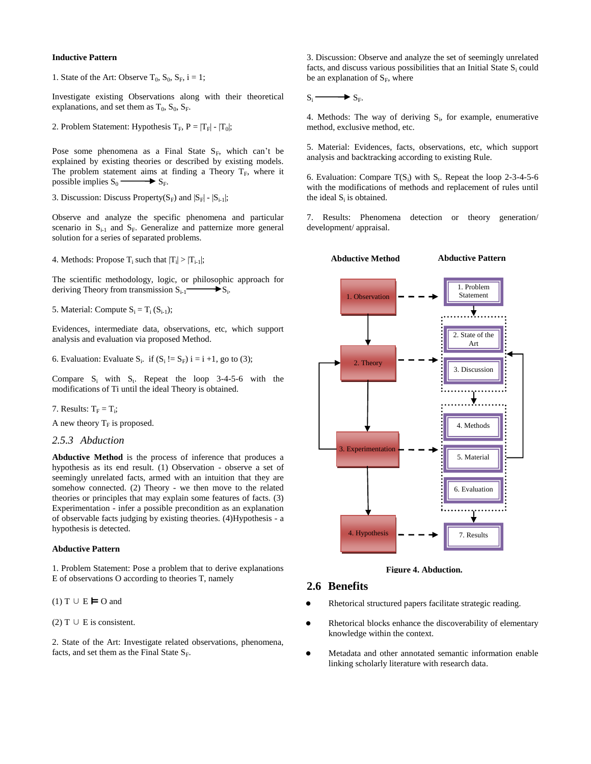**Inductive Pattern**

1. State of the Art: Observe $T_0$, $S_0$, $S_F$, i = 1;

Investigate existing Observations along with their theoretical explanations, and set them as $T_0$, $S_0$, $S_F$.

2. Problem Statement: Hypothesis $T_F$, $P = |T_F| - |T_0|$;

Pose some phenomena as a Final State $S_F$, which can't be explained by existing theories or described by existing models. The problem statement aims at finding a Theory $T_F$, where it possible implies $S_0 \longrightarrow S_F$.

3. Discussion: Discuss Property($S_F$) and $|S_F| - |S_{i-1}|$;

Observe and analyze the specific phenomena and particular scenario in $S_{i-1}$ and $S_F$. Generalize and patternize more general solution for a series of separated problems.

4. Methods: Propose $T_i$ such that $|T_i| > |T_{i-1}|$;

The scientific methodology, logic, or philosophic approach for deriving Theory from transmission $S_{i-1} \longrightarrow S_i$.

5. Material: Compute $S_i = T_i(S_{i-1})$;

Evidences, intermediate data, observations, etc, which support analysis and evaluation via proposed Method.

6. Evaluation: Evaluate $S_i$. if ($S_i$ != $S_F$) i = i +1, go to (3);

Compare $S_i$ with $S_t$. Repeat the loop 3-4-5-6 with the modifications of Ti until the ideal Theory is obtained.

7. Results: $T_F = T_i$;

A new theory $T_F$ is proposed.

### 2.5.3 Abduction

**Abductive Method** is the process of inference that produces a hypothesis as its end result. (1) Observation - observe a set of seemingly unrelated facts, armed with an intuition that they are somehow connected. (2) Theory - we then move to the related theories or principles that may explain some features of facts. (3) Experimentation - infer a possible precondition as an explanation of observable facts judging by existing theories. (4)Hypothesis - a hypothesis is detected.

**Abductive Pattern**

1. Problem Statement: Pose a problem that to derive explanations E of observations O according to theories T, namely

(1) $T \cup E \vDash O$ and

(2) $T \cup E$ is consistent.

2. State of the Art: Investigate related observations, phenomena, facts, and set them as the Final State $S_F$.

3. Discussion: Observe and analyze the set of seemingly unrelated facts, and discuss various possibilities that an Initial State $S_i$ could be an explanation of $S_F$, where

$S_i \longrightarrow S_F$.

4. Methods: The way of deriving $S_i$, for example, enumerative method, exclusive method, etc.

5. Material: Evidences, facts, observations, etc, which support analysis and backtracking according to existing Rule.

6. Evaluation: Compare $T(S_i)$ with $S_t$. Repeat the loop 2-3-4-5-6 with the modifications of methods and replacement of rules until the ideal $S_i$ is obtained.

7. Results: Phenomena detection or theory generation/ development/ appraisal.

**Abductive Method** | **Abductive Pattern**

1. Observation → 1. Problem Statement
2. Theory → 2. State of the Art, 3. Discussion
3. Experimentation → 4. Methods, 5. Material, 6. Evaluation
4. Hypothesis → 7. Results

**Figure 4. Abduction.**

## 2.6 Benefits

- Rhetorical structured papers facilitate strategic reading.
- Rhetorical blocks enhance the discoverability of elementary knowledge within the context.
- Metadata and other annotated semantic information enable linking scholarly literature with research data.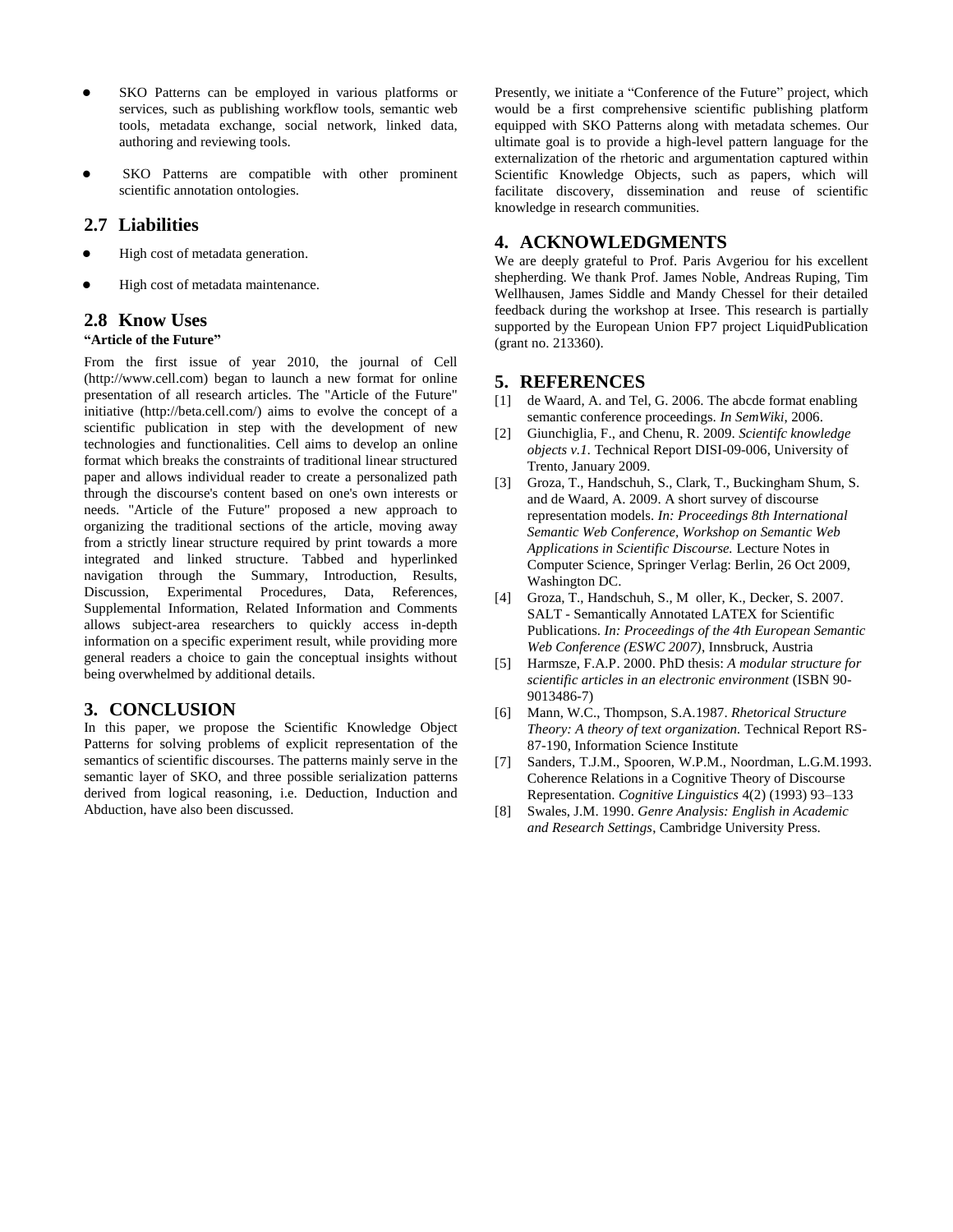- SKO Patterns can be employed in various platforms or services, such as publishing workflow tools, semantic web tools, metadata exchange, social network, linked data, authoring and reviewing tools.
- SKO Patterns are compatible with other prominent scientific annotation ontologies.

## 2.7 Liabilities

- High cost of metadata generation.
- High cost of metadata maintenance.

## 2.8 Know Uses

**"Article of the Future"**

From the first issue of year 2010, the journal of Cell (http://www.cell.com) began to launch a new format for online presentation of all research articles. The "Article of the Future" initiative (http://beta.cell.com/) aims to evolve the concept of a scientific publication in step with the development of new technologies and functionalities. Cell aims to develop an online format which breaks the constraints of traditional linear structured paper and allows individual reader to create a personalized path through the discourse's content based on one's own interests or needs. "Article of the Future" proposed a new approach to organizing the traditional sections of the article, moving away from a strictly linear structure required by print towards a more integrated and linked structure. Tabbed and hyperlinked navigation through the Summary, Introduction, Results, Discussion, Experimental Procedures, Data, References, Supplemental Information, Related Information and Comments allows subject-area researchers to quickly access in-depth information on a specific experiment result, while providing more general readers a choice to gain the conceptual insights without being overwhelmed by additional details.

# 3. CONCLUSION

In this paper, we propose the Scientific Knowledge Object Patterns for solving problems of explicit representation of the semantics of scientific discourses. The patterns mainly serve in the semantic layer of SKO, and three possible serialization patterns derived from logical reasoning, i.e. Deduction, Induction and Abduction, have also been discussed.

Presently, we initiate a "Conference of the Future" project, which would be a first comprehensive scientific publishing platform equipped with SKO Patterns along with metadata schemes. Our ultimate goal is to provide a high-level pattern language for the externalization of the rhetoric and argumentation captured within Scientific Knowledge Objects, such as papers, which will facilitate discovery, dissemination and reuse of scientific knowledge in research communities.

# 4. ACKNOWLEDGMENTS

We are deeply grateful to Prof. Paris Avgeriou for his excellent shepherding. We thank Prof. James Noble, Andreas Ruping, Tim Wellhausen, James Siddle and Mandy Chessel for their detailed feedback during the workshop at Irsee. This research is partially supported by the European Union FP7 project LiquidPublication (grant no. 213360).

# 5. REFERENCES

[1] de Waard, A. and Tel, G. 2006. The abcde format enabling semantic conference proceedings. *In SemWiki*, 2006.

[2] Giunchiglia, F., and Chenu, R. 2009. *Scientifc knowledge objects v.1.* Technical Report DISI-09-006, University of Trento, January 2009.

[3] Groza, T., Handschuh, S., Clark, T., Buckingham Shum, S. and de Waard, A. 2009. A short survey of discourse representation models. *In: Proceedings 8th International Semantic Web Conference, Workshop on Semantic Web Applications in Scientific Discourse.* Lecture Notes in Computer Science, Springer Verlag: Berlin, 26 Oct 2009, Washington DC.

[4] Groza, T., Handschuh, S., M oller, K., Decker, S. 2007. SALT - Semantically Annotated LATEX for Scientific Publications. *In: Proceedings of the 4th European Semantic Web Conference (ESWC 2007)*, Innsbruck, Austria

[5] Harmsze, F.A.P. 2000. PhD thesis: *A modular structure for scientific articles in an electronic environment* (ISBN 90-9013486-7)

[6] Mann, W.C., Thompson, S.A.1987. *Rhetorical Structure Theory: A theory of text organization.* Technical Report RS-87-190, Information Science Institute

[7] Sanders, T.J.M., Spooren, W.P.M., Noordman, L.G.M.1993. Coherence Relations in a Cognitive Theory of Discourse Representation. *Cognitive Linguistics* 4(2) (1993) 93–133

[8] Swales, J.M. 1990. *Genre Analysis: English in Academic and Research Settings*, Cambridge University Press.